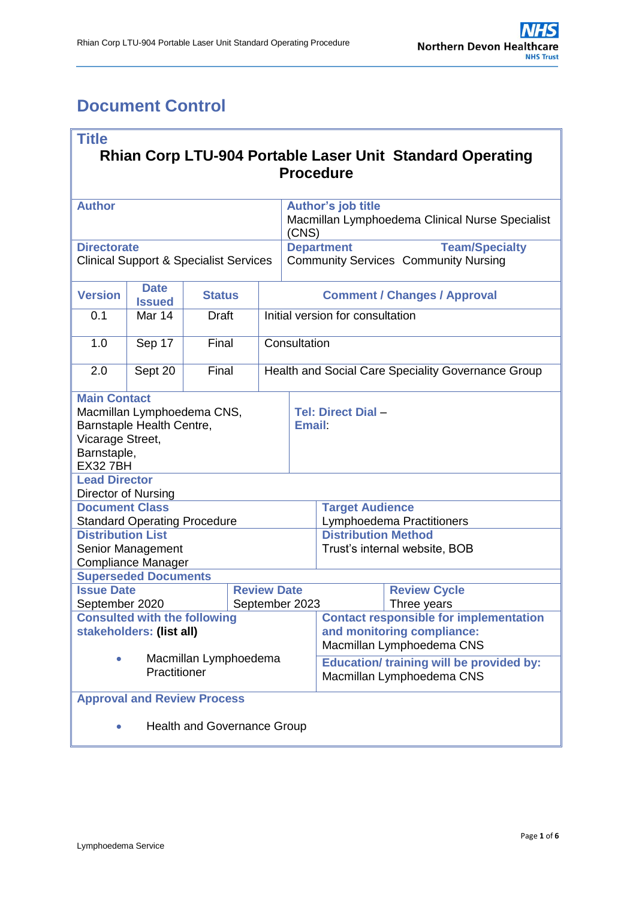# Document Control

| **Title** | | | |
|---|---|---|---|
| **Rhian Corp LTU-904 Portable Laser Unit Standard Operating Procedure** | | | |
| **Author** | | **Author's job title** Macmillan Lymphoedema Clinical Nurse Specialist (CNS) | |
| **Directorate** Clinical Support & Specialist Services | | **Department** Community Services | **Team/Specialty** Community Nursing |

| **Version** | **Date Issued** | **Status** | **Comment / Changes / Approval** |
|---|---|---|---|
| 0.1 | Mar 14 | Draft | Initial version for consultation |
| 1.0 | Sep 17 | Final | Consultation |
| 2.0 | Sept 20 | Final | Health and Social Care Speciality Governance Group |

| **Main Contact** | |
|---|---|
| Macmillan Lymphoedema CNS, Barnstaple Health Centre, Vicarage Street, Barnstaple, EX32 7BH | **Tel: Direct Dial** – **Email**: |
| **Lead Director** Director of Nursing | |
| **Document Class** Standard Operating Procedure | **Target Audience** Lymphoedema Practitioners |
| **Distribution List** Senior Management, Compliance Manager | **Distribution Method** Trust's internal website, BOB |
| **Superseded Documents** | |

| **Issue Date** | **Review Date** | **Review Cycle** |
|---|---|---|
| September 2020 | September 2023 | Three years |

| **Consulted with the following stakeholders: (list all)** | **Contact responsible for implementation and monitoring compliance:** Macmillan Lymphoedema CNS |
|---|---|
| • Macmillan Lymphoedema Practitioner | **Education/ training will be provided by:** Macmillan Lymphoedema CNS |

**Approval and Review Process**

- Health and Governance Group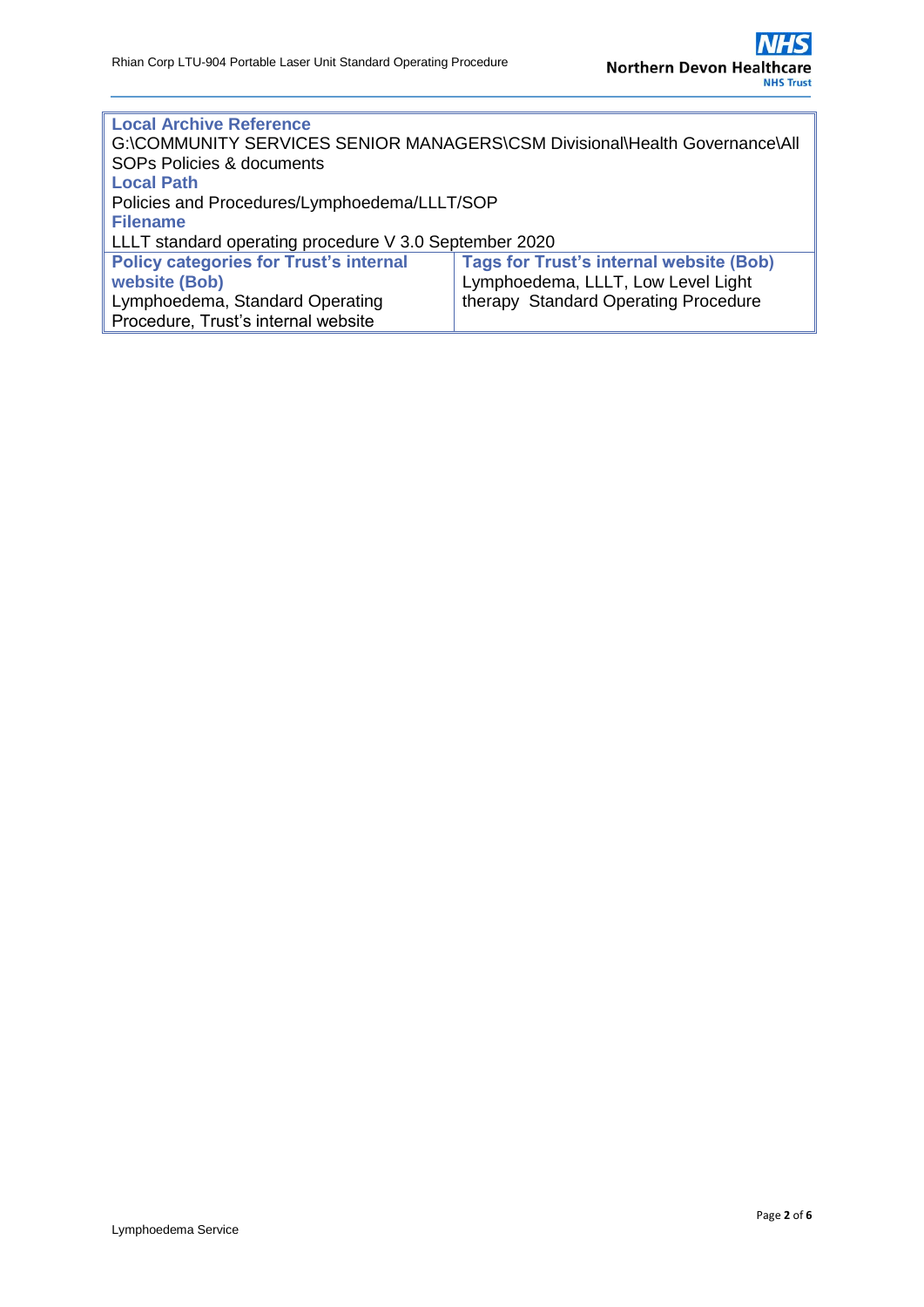| **Local Archive Reference** | |
|---|---|
| G:\COMMUNITY SERVICES SENIOR MANAGERS\CSM Divisional\Health Governance\All SOPs Policies & documents | |
| **Local Path** | |
| Policies and Procedures/Lymphoedema/LLLT/SOP | |
| **Filename** | |
| LLLT standard operating procedure V 3.0 September 2020 | |
| **Policy categories for Trust's internal website (Bob)** | **Tags for Trust's internal website (Bob)** |
| Lymphoedema, Standard Operating Procedure, Trust's internal website | Lymphoedema, LLLT, Low Level Light therapy Standard Operating Procedure |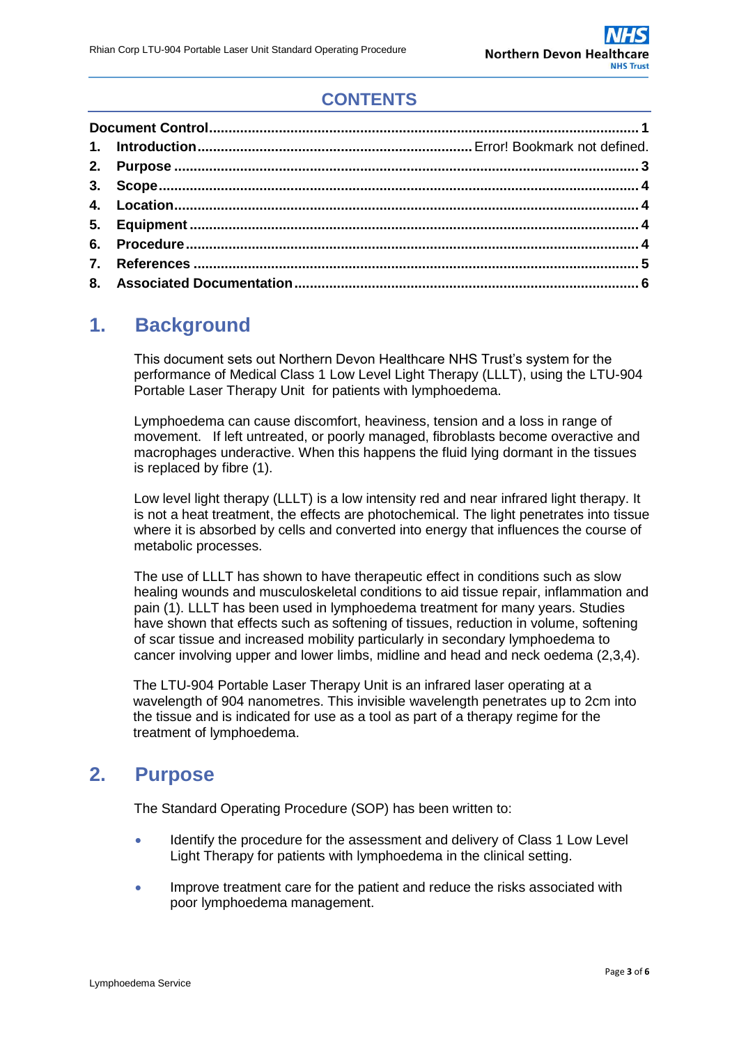## CONTENTS

| | |
|---|---|
| **Document Control** | **1** |
| **1. Introduction** | Error! Bookmark not defined. |
| **2. Purpose** | **3** |
| **3. Scope** | **4** |
| **4. Location** | **4** |
| **5. Equipment** | **4** |
| **6. Procedure** | **4** |
| **7. References** | **5** |
| **8. Associated Documentation** | **6** |

## 1. Background

This document sets out Northern Devon Healthcare NHS Trust's system for the performance of Medical Class 1 Low Level Light Therapy (LLLT), using the LTU-904 Portable Laser Therapy Unit for patients with lymphoedema.

Lymphoedema can cause discomfort, heaviness, tension and a loss in range of movement. If left untreated, or poorly managed, fibroblasts become overactive and macrophages underactive. When this happens the fluid lying dormant in the tissues is replaced by fibre (1).

Low level light therapy (LLLT) is a low intensity red and near infrared light therapy. It is not a heat treatment, the effects are photochemical. The light penetrates into tissue where it is absorbed by cells and converted into energy that influences the course of metabolic processes.

The use of LLLT has shown to have therapeutic effect in conditions such as slow healing wounds and musculoskeletal conditions to aid tissue repair, inflammation and pain (1). LLLT has been used in lymphoedema treatment for many years. Studies have shown that effects such as softening of tissues, reduction in volume, softening of scar tissue and increased mobility particularly in secondary lymphoedema to cancer involving upper and lower limbs, midline and head and neck oedema (2,3,4).

The LTU-904 Portable Laser Therapy Unit is an infrared laser operating at a wavelength of 904 nanometres. This invisible wavelength penetrates up to 2cm into the tissue and is indicated for use as a tool as part of a therapy regime for the treatment of lymphoedema.

## 2. Purpose

The Standard Operating Procedure (SOP) has been written to:

- Identify the procedure for the assessment and delivery of Class 1 Low Level Light Therapy for patients with lymphoedema in the clinical setting.
- Improve treatment care for the patient and reduce the risks associated with poor lymphoedema management.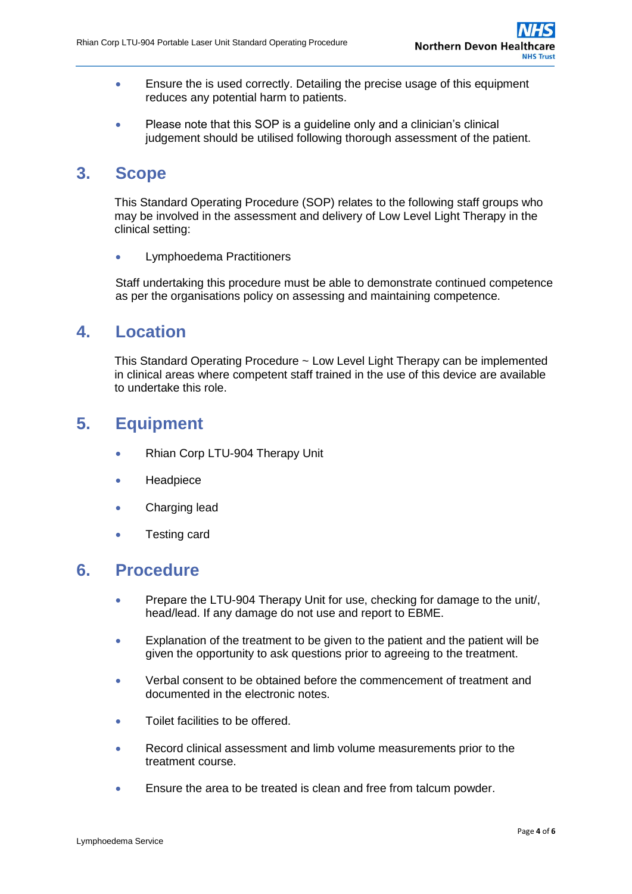- Ensure the is used correctly. Detailing the precise usage of this equipment reduces any potential harm to patients.

- Please note that this SOP is a guideline only and a clinician's clinical judgement should be utilised following thorough assessment of the patient.

## 3. Scope

This Standard Operating Procedure (SOP) relates to the following staff groups who may be involved in the assessment and delivery of Low Level Light Therapy in the clinical setting:

- Lymphoedema Practitioners

Staff undertaking this procedure must be able to demonstrate continued competence as per the organisations policy on assessing and maintaining competence.

## 4. Location

This Standard Operating Procedure ~ Low Level Light Therapy can be implemented in clinical areas where competent staff trained in the use of this device are available to undertake this role.

## 5. Equipment

- Rhian Corp LTU-904 Therapy Unit
- Headpiece
- Charging lead
- Testing card

## 6. Procedure

- Prepare the LTU-904 Therapy Unit for use, checking for damage to the unit/, head/lead. If any damage do not use and report to EBME.

- Explanation of the treatment to be given to the patient and the patient will be given the opportunity to ask questions prior to agreeing to the treatment.

- Verbal consent to be obtained before the commencement of treatment and documented in the electronic notes.

- Toilet facilities to be offered.

- Record clinical assessment and limb volume measurements prior to the treatment course.

- Ensure the area to be treated is clean and free from talcum powder.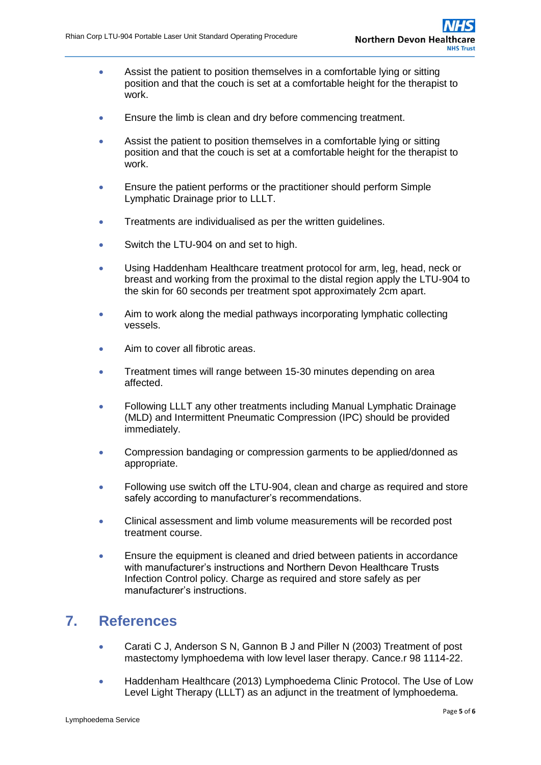- Assist the patient to position themselves in a comfortable lying or sitting position and that the couch is set at a comfortable height for the therapist to work.

- Ensure the limb is clean and dry before commencing treatment.

- Assist the patient to position themselves in a comfortable lying or sitting position and that the couch is set at a comfortable height for the therapist to work.

- Ensure the patient performs or the practitioner should perform Simple Lymphatic Drainage prior to LLLT.

- Treatments are individualised as per the written guidelines.

- Switch the LTU-904 on and set to high.

- Using Haddenham Healthcare treatment protocol for arm, leg, head, neck or breast and working from the proximal to the distal region apply the LTU-904 to the skin for 60 seconds per treatment spot approximately 2cm apart.

- Aim to work along the medial pathways incorporating lymphatic collecting vessels.

- Aim to cover all fibrotic areas.

- Treatment times will range between 15-30 minutes depending on area affected.

- Following LLLT any other treatments including Manual Lymphatic Drainage (MLD) and Intermittent Pneumatic Compression (IPC) should be provided immediately.

- Compression bandaging or compression garments to be applied/donned as appropriate.

- Following use switch off the LTU-904, clean and charge as required and store safely according to manufacturer's recommendations.

- Clinical assessment and limb volume measurements will be recorded post treatment course.

- Ensure the equipment is cleaned and dried between patients in accordance with manufacturer's instructions and Northern Devon Healthcare Trusts Infection Control policy. Charge as required and store safely as per manufacturer's instructions.

## 7. References

- Carati C J, Anderson S N, Gannon B J and Piller N (2003) Treatment of post mastectomy lymphoedema with low level laser therapy. Cance.r 98 1114-22.

- Haddenham Healthcare (2013) Lymphoedema Clinic Protocol. The Use of Low Level Light Therapy (LLLT) as an adjunct in the treatment of lymphoedema.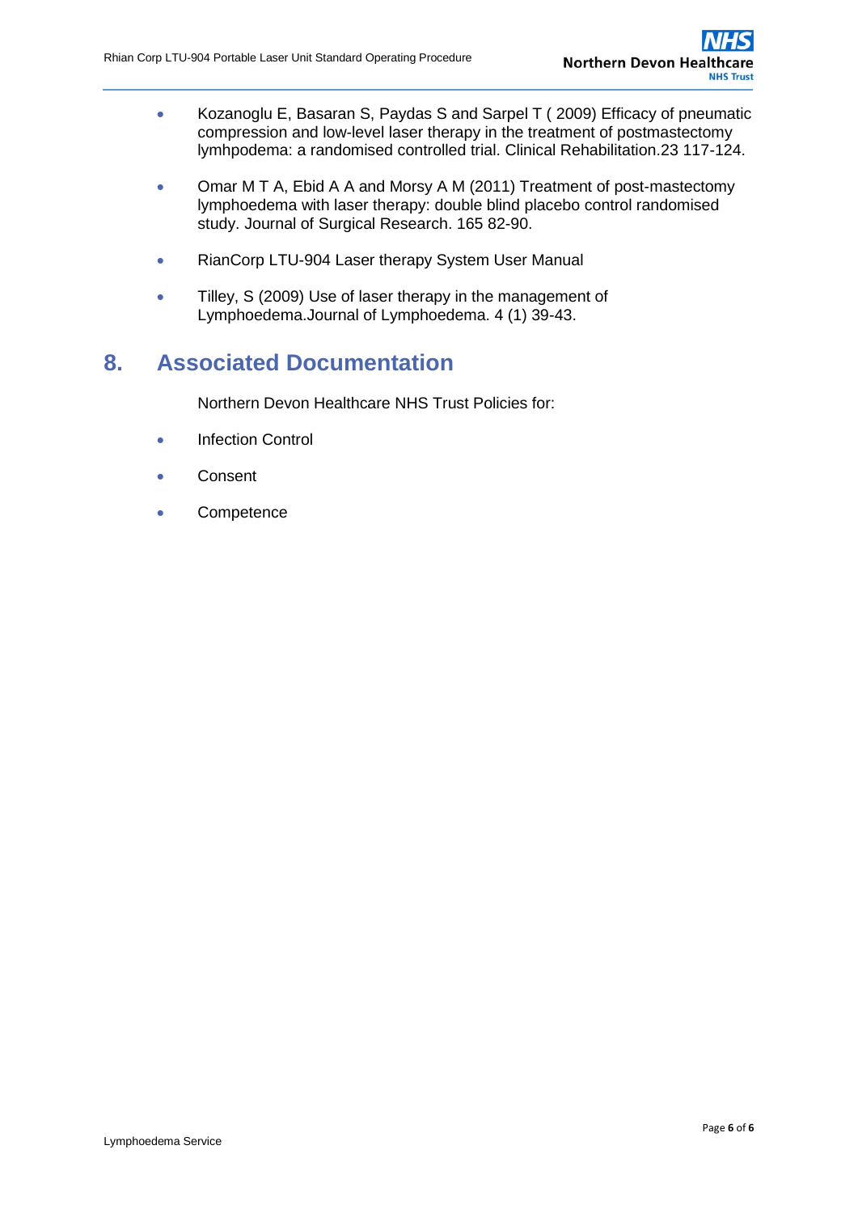- Kozanoglu E, Basaran S, Paydas S and Sarpel T ( 2009) Efficacy of pneumatic compression and low-level laser therapy in the treatment of postmastectomy lymhpodema: a randomised controlled trial. Clinical Rehabilitation.23 117-124.
- Omar M T A, Ebid A A and Morsy A M (2011) Treatment of post-mastectomy lymphoedema with laser therapy: double blind placebo control randomised study. Journal of Surgical Research. 165 82-90.
- RianCorp LTU-904 Laser therapy System User Manual
- Tilley, S (2009) Use of laser therapy in the management of Lymphoedema.Journal of Lymphoedema. 4 (1) 39-43.

## 8. Associated Documentation

Northern Devon Healthcare NHS Trust Policies for:

- Infection Control
- Consent
- Competence